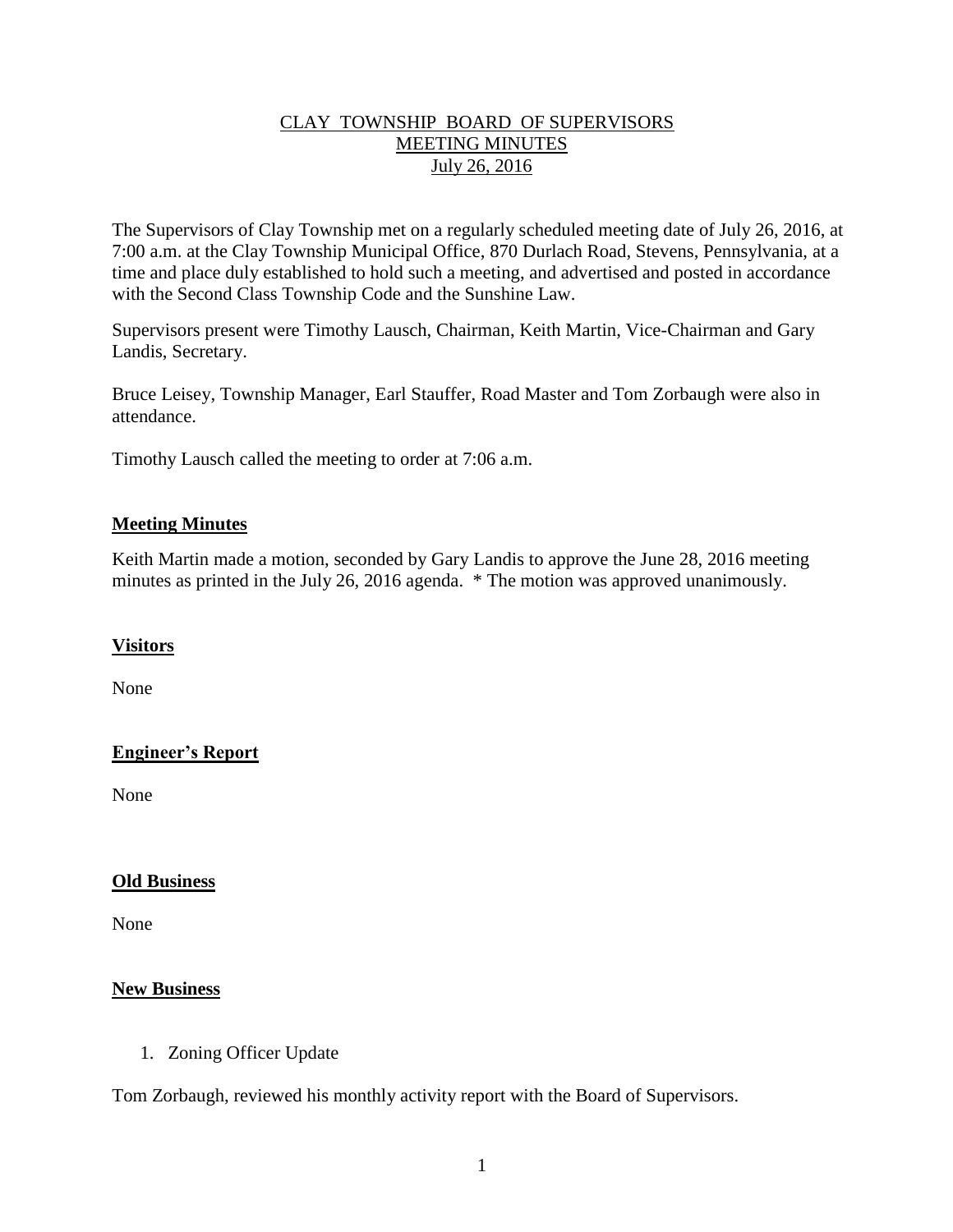# CLAY TOWNSHIP BOARD OF SUPERVISORS
## MEETING MINUTES
### July 26, 2016

The Supervisors of Clay Township met on a regularly scheduled meeting date of July 26, 2016, at 7:00 a.m. at the Clay Township Municipal Office, 870 Durlach Road, Stevens, Pennsylvania, at a time and place duly established to hold such a meeting, and advertised and posted in accordance with the Second Class Township Code and the Sunshine Law.

Supervisors present were Timothy Lausch, Chairman, Keith Martin, Vice-Chairman and Gary Landis, Secretary.

Bruce Leisey, Township Manager, Earl Stauffer, Road Master and Tom Zorbaugh were also in attendance.

Timothy Lausch called the meeting to order at 7:06 a.m.

**Meeting Minutes**

Keith Martin made a motion, seconded by Gary Landis to approve the June 28, 2016 meeting minutes as printed in the July 26, 2016 agenda. * The motion was approved unanimously.

**Visitors**

None

**Engineer's Report**

None

**Old Business**

None

**New Business**

1. Zoning Officer Update

Tom Zorbaugh, reviewed his monthly activity report with the Board of Supervisors.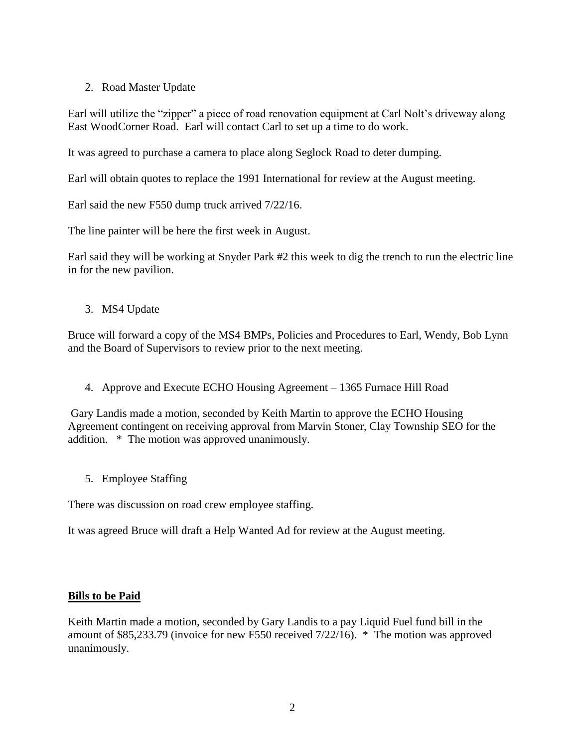2. Road Master Update

Earl will utilize the "zipper" a piece of road renovation equipment at Carl Nolt's driveway along East WoodCorner Road. Earl will contact Carl to set up a time to do work.

It was agreed to purchase a camera to place along Seglock Road to deter dumping.

Earl will obtain quotes to replace the 1991 International for review at the August meeting.

Earl said the new F550 dump truck arrived 7/22/16.

The line painter will be here the first week in August.

Earl said they will be working at Snyder Park #2 this week to dig the trench to run the electric line in for the new pavilion.

3. MS4 Update

Bruce will forward a copy of the MS4 BMPs, Policies and Procedures to Earl, Wendy, Bob Lynn and the Board of Supervisors to review prior to the next meeting.

4. Approve and Execute ECHO Housing Agreement – 1365 Furnace Hill Road

Gary Landis made a motion, seconded by Keith Martin to approve the ECHO Housing Agreement contingent on receiving approval from Marvin Stoner, Clay Township SEO for the addition. * The motion was approved unanimously.

5. Employee Staffing

There was discussion on road crew employee staffing.

It was agreed Bruce will draft a Help Wanted Ad for review at the August meeting.

**Bills to be Paid**

Keith Martin made a motion, seconded by Gary Landis to a pay Liquid Fuel fund bill in the amount of $85,233.79 (invoice for new F550 received 7/22/16). * The motion was approved unanimously.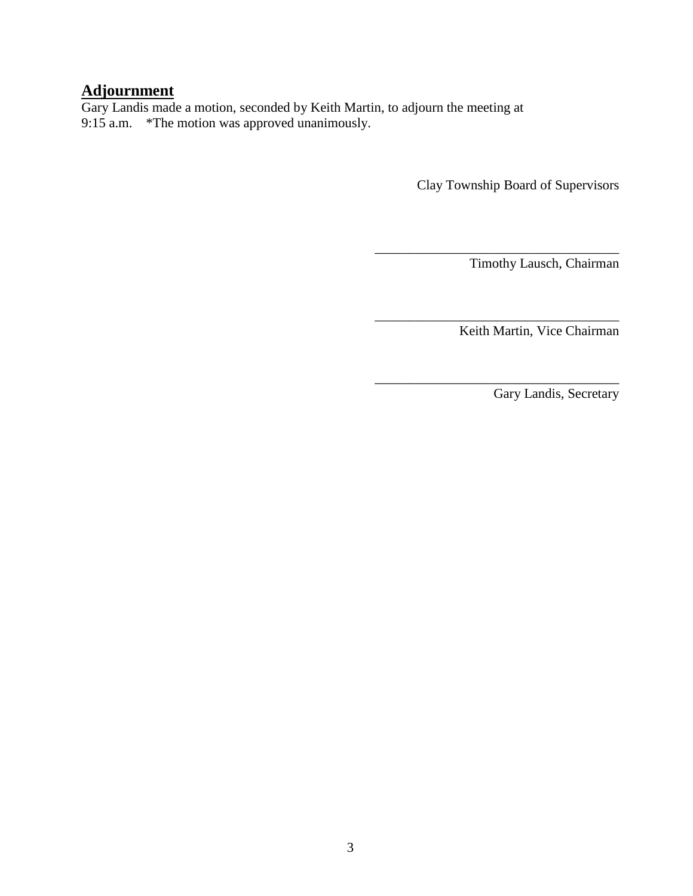## Adjournment

Gary Landis made a motion, seconded by Keith Martin, to adjourn the meeting at 9:15 a.m. *The motion was approved unanimously.

Clay Township Board of Supervisors

_____________________________________
Timothy Lausch, Chairman

_____________________________________
Keith Martin, Vice Chairman

_____________________________________
Gary Landis, Secretary